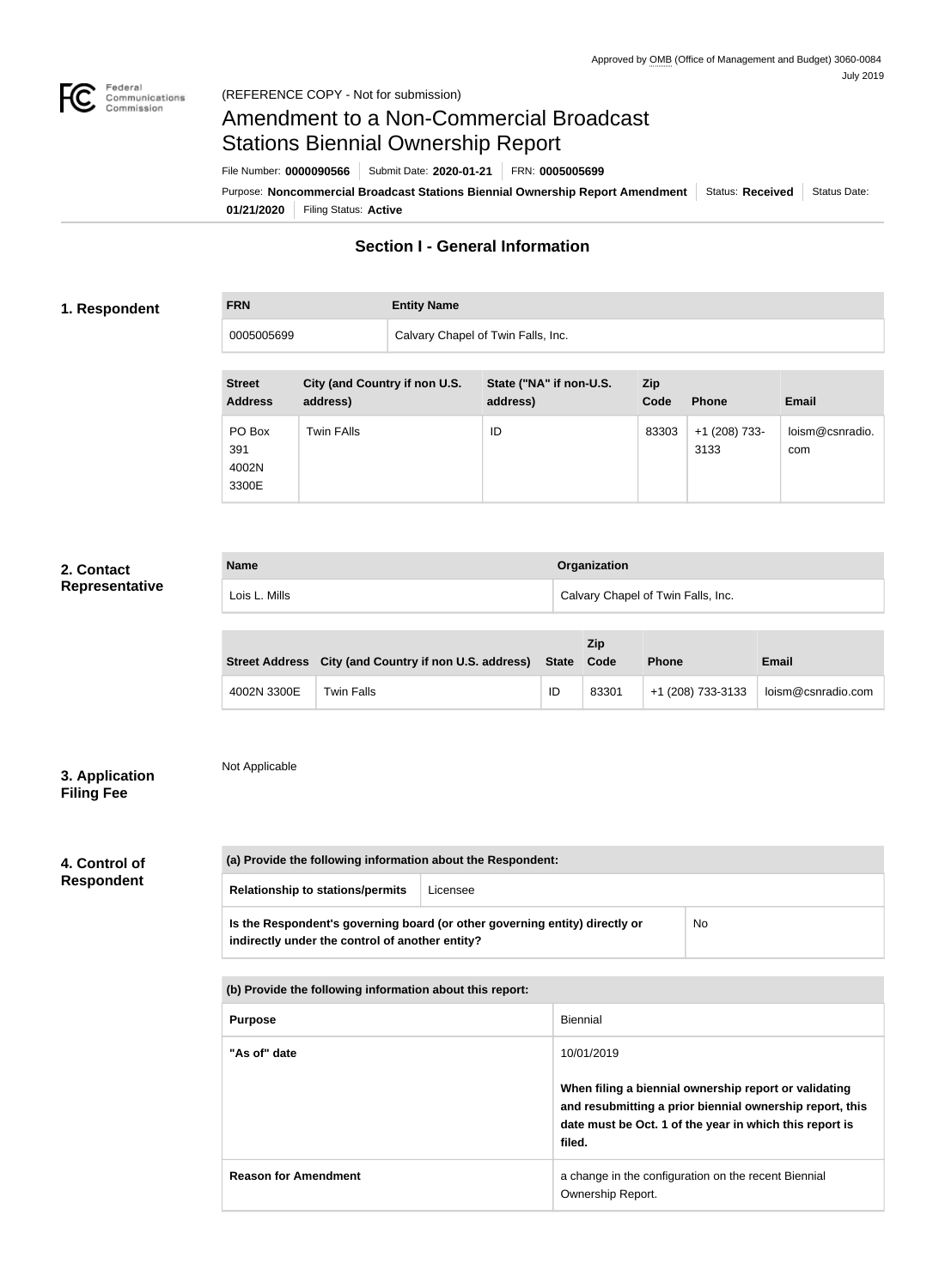Approved by OMB (Office of Management and Budget) 3060-0084
July 2019

(REFERENCE COPY - Not for submission)

# Amendment to a Non-Commercial Broadcast Stations Biennial Ownership Report

File Number: **0000090566** | Submit Date: **2020-01-21** | FRN: **0005005699**

Purpose: **Noncommercial Broadcast Stations Biennial Ownership Report Amendment** | Status: **Received** | Status Date: **01/21/2020** | Filing Status: **Active**

## Section I - General Information

### 1. Respondent

| FRN | Entity Name |
|---|---|
| 0005005699 | Calvary Chapel of Twin Falls, Inc. |

| Street Address | City (and Country if non U.S. address) | State ("NA" if non-U.S. address) | Zip Code | Phone | Email |
|---|---|---|---|---|---|
| PO Box 391 4002N 3300E | Twin FAlls | ID | 83303 | +1 (208) 733-3133 | loism@csnradio.com |

### 2. Contact Representative

| Name | Organization |
|---|---|
| Lois L. Mills | Calvary Chapel of Twin Falls, Inc. |

| Street Address | City (and Country if non U.S. address) | State | Zip Code | Phone | Email |
|---|---|---|---|---|---|
| 4002N 3300E | Twin Falls | ID | 83301 | +1 (208) 733-3133 | loism@csnradio.com |

### 3. Application Filing Fee

Not Applicable

### 4. Control of Respondent

| (a) Provide the following information about the Respondent: | |
|---|---|
| Relationship to stations/permits | Licensee |
| Is the Respondent's governing board (or other governing entity) directly or indirectly under the control of another entity? | No |

| (b) Provide the following information about this report: | |
|---|---|
| Purpose | Biennial |
| "As of" date | 10/01/2019<br><br>**When filing a biennial ownership report or validating and resubmitting a prior biennial ownership report, this date must be Oct. 1 of the year in which this report is filed.** |
| Reason for Amendment | a change in the configuration on the recent Biennial Ownership Report. |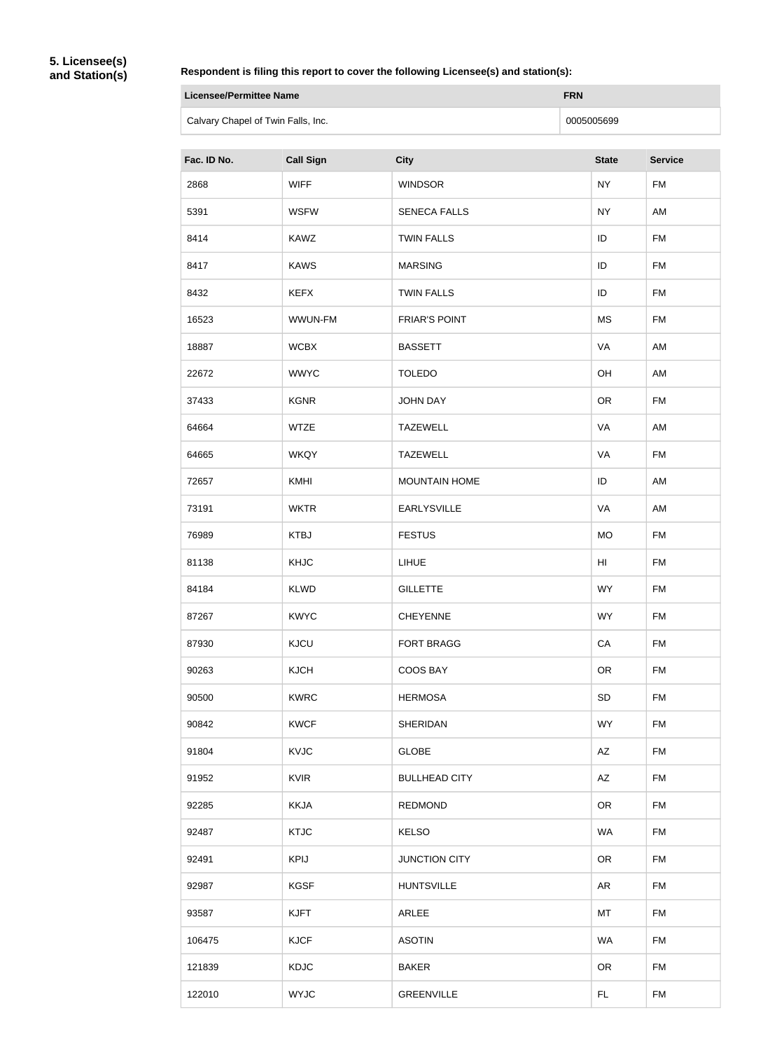**5. Licensee(s) and Station(s)**

**Respondent is filing this report to cover the following Licensee(s) and station(s):**

| Licensee/Permittee Name | FRN |
| --- | --- |
| Calvary Chapel of Twin Falls, Inc. | 0005005699 |

| Fac. ID No. | Call Sign | City | State | Service |
| --- | --- | --- | --- | --- |
| 2868 | WIFF | WINDSOR | NY | FM |
| 5391 | WSFW | SENECA FALLS | NY | AM |
| 8414 | KAWZ | TWIN FALLS | ID | FM |
| 8417 | KAWS | MARSING | ID | FM |
| 8432 | KEFX | TWIN FALLS | ID | FM |
| 16523 | WWUN-FM | FRIAR'S POINT | MS | FM |
| 18887 | WCBX | BASSETT | VA | AM |
| 22672 | WWYC | TOLEDO | OH | AM |
| 37433 | KGNR | JOHN DAY | OR | FM |
| 64664 | WTZE | TAZEWELL | VA | AM |
| 64665 | WKQY | TAZEWELL | VA | FM |
| 72657 | KMHI | MOUNTAIN HOME | ID | AM |
| 73191 | WKTR | EARLYSVILLE | VA | AM |
| 76989 | KTBJ | FESTUS | MO | FM |
| 81138 | KHJC | LIHUE | HI | FM |
| 84184 | KLWD | GILLETTE | WY | FM |
| 87267 | KWYC | CHEYENNE | WY | FM |
| 87930 | KJCU | FORT BRAGG | CA | FM |
| 90263 | KJCH | COOS BAY | OR | FM |
| 90500 | KWRC | HERMOSA | SD | FM |
| 90842 | KWCF | SHERIDAN | WY | FM |
| 91804 | KVJC | GLOBE | AZ | FM |
| 91952 | KVIR | BULLHEAD CITY | AZ | FM |
| 92285 | KKJA | REDMOND | OR | FM |
| 92487 | KTJC | KELSO | WA | FM |
| 92491 | KPIJ | JUNCTION CITY | OR | FM |
| 92987 | KGSF | HUNTSVILLE | AR | FM |
| 93587 | KJFT | ARLEE | MT | FM |
| 106475 | KJCF | ASOTIN | WA | FM |
| 121839 | KDJC | BAKER | OR | FM |
| 122010 | WYJC | GREENVILLE | FL | FM |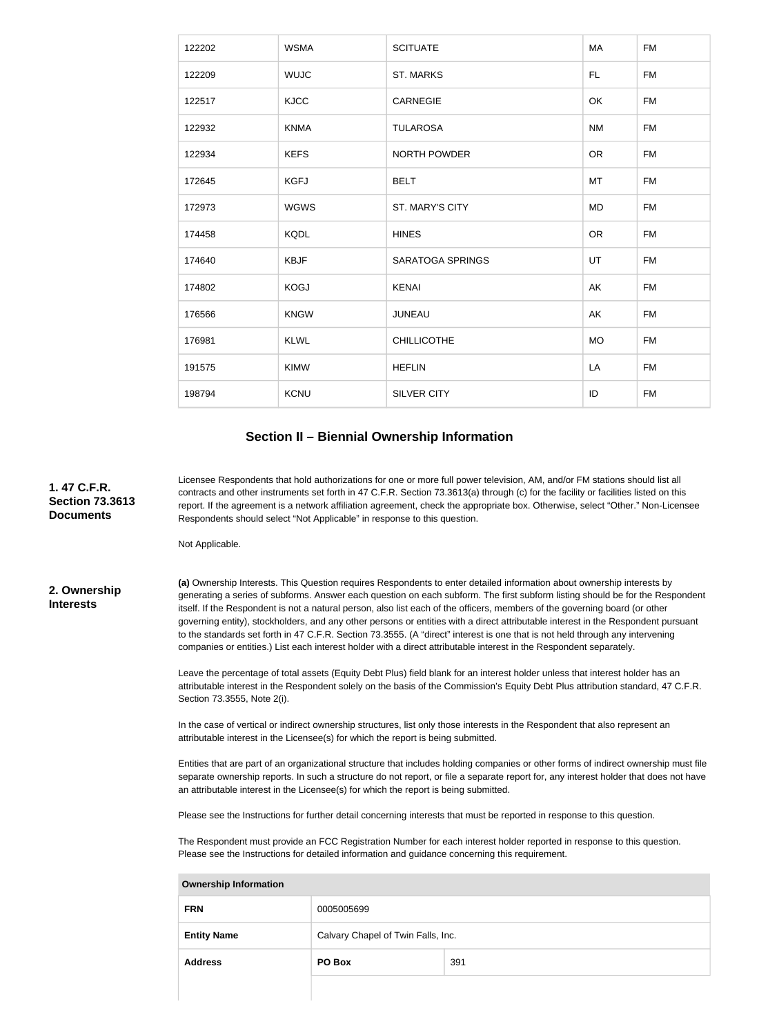| | | | | |
|---|---|---|---|---|
| 122202 | WSMA | SCITUATE | MA | FM |
| 122209 | WUJC | ST. MARKS | FL | FM |
| 122517 | KJCC | CARNEGIE | OK | FM |
| 122932 | KNMA | TULAROSA | NM | FM |
| 122934 | KEFS | NORTH POWDER | OR | FM |
| 172645 | KGFJ | BELT | MT | FM |
| 172973 | WGWS | ST. MARY'S CITY | MD | FM |
| 174458 | KQDL | HINES | OR | FM |
| 174640 | KBJF | SARATOGA SPRINGS | UT | FM |
| 174802 | KOGJ | KENAI | AK | FM |
| 176566 | KNGW | JUNEAU | AK | FM |
| 176981 | KLWL | CHILLICOTHE | MO | FM |
| 191575 | KIMW | HEFLIN | LA | FM |
| 198794 | KCNU | SILVER CITY | ID | FM |

## Section II – Biennial Ownership Information

**1. 47 C.F.R. Section 73.3613 Documents**

Licensee Respondents that hold authorizations for one or more full power television, AM, and/or FM stations should list all contracts and other instruments set forth in 47 C.F.R. Section 73.3613(a) through (c) for the facility or facilities listed on this report. If the agreement is a network affiliation agreement, check the appropriate box. Otherwise, select "Other." Non-Licensee Respondents should select "Not Applicable" in response to this question.

Not Applicable.

**2. Ownership Interests**

**(a)** Ownership Interests. This Question requires Respondents to enter detailed information about ownership interests by generating a series of subforms. Answer each question on each subform. The first subform listing should be for the Respondent itself. If the Respondent is not a natural person, also list each of the officers, members of the governing board (or other governing entity), stockholders, and any other persons or entities with a direct attributable interest in the Respondent pursuant to the standards set forth in 47 C.F.R. Section 73.3555. (A "direct" interest is one that is not held through any intervening companies or entities.) List each interest holder with a direct attributable interest in the Respondent separately.

Leave the percentage of total assets (Equity Debt Plus) field blank for an interest holder unless that interest holder has an attributable interest in the Respondent solely on the basis of the Commission's Equity Debt Plus attribution standard, 47 C.F.R. Section 73.3555, Note 2(i).

In the case of vertical or indirect ownership structures, list only those interests in the Respondent that also represent an attributable interest in the Licensee(s) for which the report is being submitted.

Entities that are part of an organizational structure that includes holding companies or other forms of indirect ownership must file separate ownership reports. In such a structure do not report, or file a separate report for, any interest holder that does not have an attributable interest in the Licensee(s) for which the report is being submitted.

Please see the Instructions for further detail concerning interests that must be reported in response to this question.

The Respondent must provide an FCC Registration Number for each interest holder reported in response to this question. Please see the Instructions for detailed information and guidance concerning this requirement.

| **Ownership Information** | | |
|---|---|---|
| **FRN** | 0005005699 | |
| **Entity Name** | Calvary Chapel of Twin Falls, Inc. | |
| **Address** | **PO Box** | 391 |
| | | |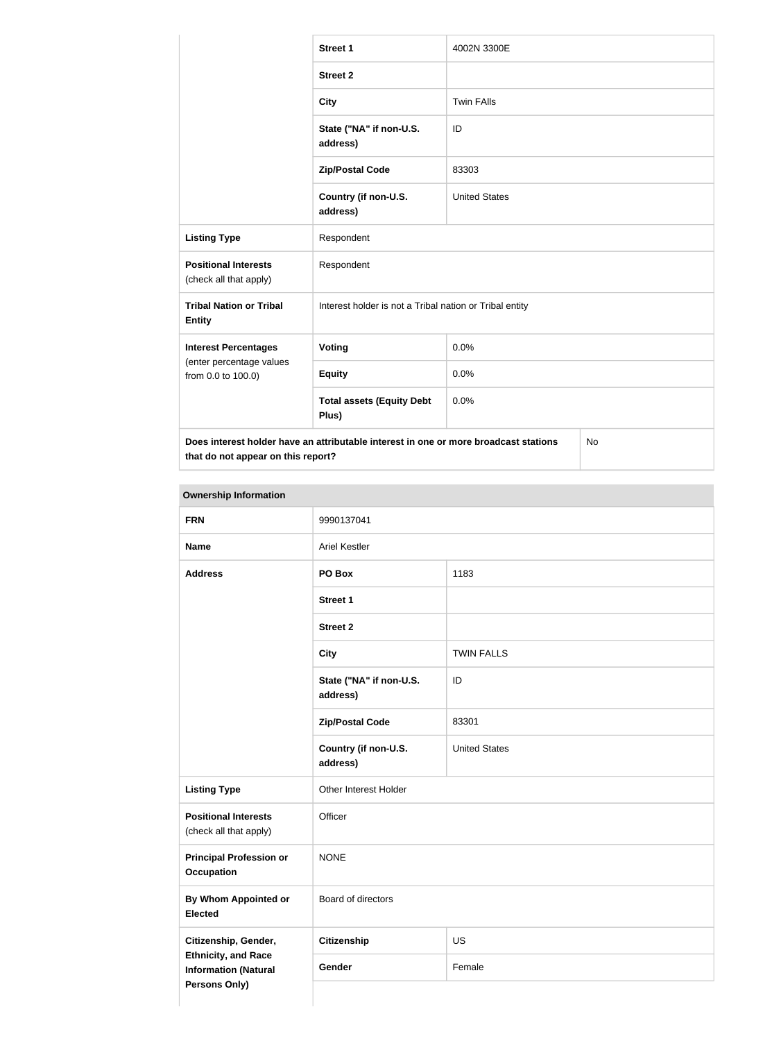| | | |
|---|---|---|
| | **Street 1** | 4002N 3300E |
| | **Street 2** | |
| | **City** | Twin FAlls |
| | **State ("NA" if non-U.S. address)** | ID |
| | **Zip/Postal Code** | 83303 |
| | **Country (if non-U.S. address)** | United States |
| **Listing Type** | Respondent | |
| **Positional Interests** (check all that apply) | Respondent | |
| **Tribal Nation or Tribal Entity** | Interest holder is not a Tribal nation or Tribal entity | |
| **Interest Percentages** (enter percentage values from 0.0 to 100.0) | **Voting** | 0.0% |
| | **Equity** | 0.0% |
| | **Total assets (Equity Debt Plus)** | 0.0% |
| **Does interest holder have an attributable interest in one or more broadcast stations that do not appear on this report?** | | No |

| **Ownership Information** | | |
|---|---|---|
| **FRN** | 9990137041 | |
| **Name** | Ariel Kestler | |
| **Address** | **PO Box** | 1183 |
| | **Street 1** | |
| | **Street 2** | |
| | **City** | TWIN FALLS |
| | **State ("NA" if non-U.S. address)** | ID |
| | **Zip/Postal Code** | 83301 |
| | **Country (if non-U.S. address)** | United States |
| **Listing Type** | Other Interest Holder | |
| **Positional Interests** (check all that apply) | Officer | |
| **Principal Profession or Occupation** | NONE | |
| **By Whom Appointed or Elected** | Board of directors | |
| **Citizenship, Gender, Ethnicity, and Race Information (Natural Persons Only)** | **Citizenship** | US |
| | **Gender** | Female |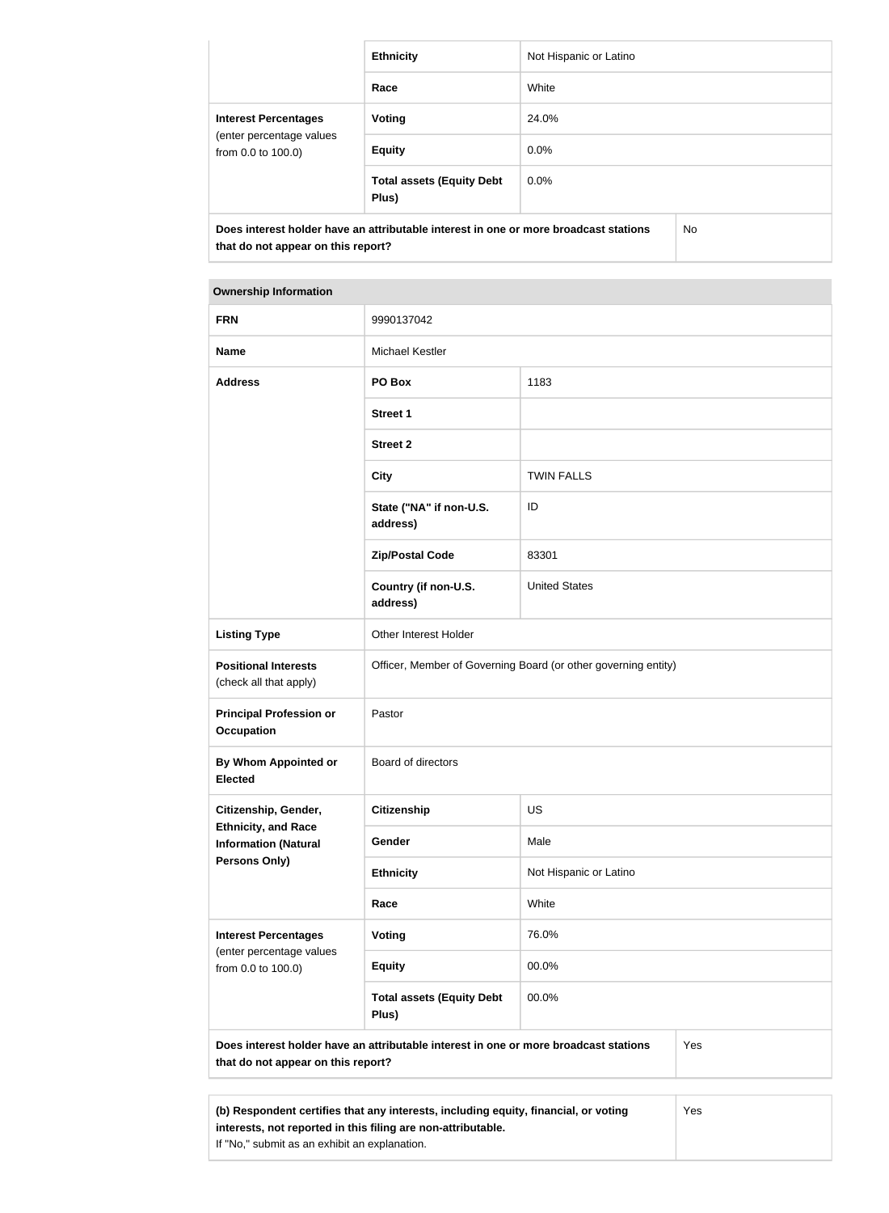| | | |
|---|---|---|
| | **Ethnicity** | Not Hispanic or Latino |
| | **Race** | White |
| **Interest Percentages** (enter percentage values from 0.0 to 100.0) | **Voting** | 24.0% |
| | **Equity** | 0.0% |
| | **Total assets (Equity Debt Plus)** | 0.0% |
| **Does interest holder have an attributable interest in one or more broadcast stations that do not appear on this report?** | | No |

| **Ownership Information** | | |
|---|---|---|
| **FRN** | 9990137042 | |
| **Name** | Michael Kestler | |
| **Address** | **PO Box** | 1183 |
| | **Street 1** | |
| | **Street 2** | |
| | **City** | TWIN FALLS |
| | **State ("NA" if non-U.S. address)** | ID |
| | **Zip/Postal Code** | 83301 |
| | **Country (if non-U.S. address)** | United States |
| **Listing Type** | Other Interest Holder | |
| **Positional Interests** (check all that apply) | Officer, Member of Governing Board (or other governing entity) | |
| **Principal Profession or Occupation** | Pastor | |
| **By Whom Appointed or Elected** | Board of directors | |
| **Citizenship, Gender, Ethnicity, and Race Information (Natural Persons Only)** | **Citizenship** | US |
| | **Gender** | Male |
| | **Ethnicity** | Not Hispanic or Latino |
| | **Race** | White |
| **Interest Percentages** (enter percentage values from 0.0 to 100.0) | **Voting** | 76.0% |
| | **Equity** | 00.0% |
| | **Total assets (Equity Debt Plus)** | 00.0% |
| **Does interest holder have an attributable interest in one or more broadcast stations that do not appear on this report?** | | Yes |

| | |
|---|---|
| **(b) Respondent certifies that any interests, including equity, financial, or voting interests, not reported in this filing are non-attributable.** If "No," submit as an exhibit an explanation. | Yes |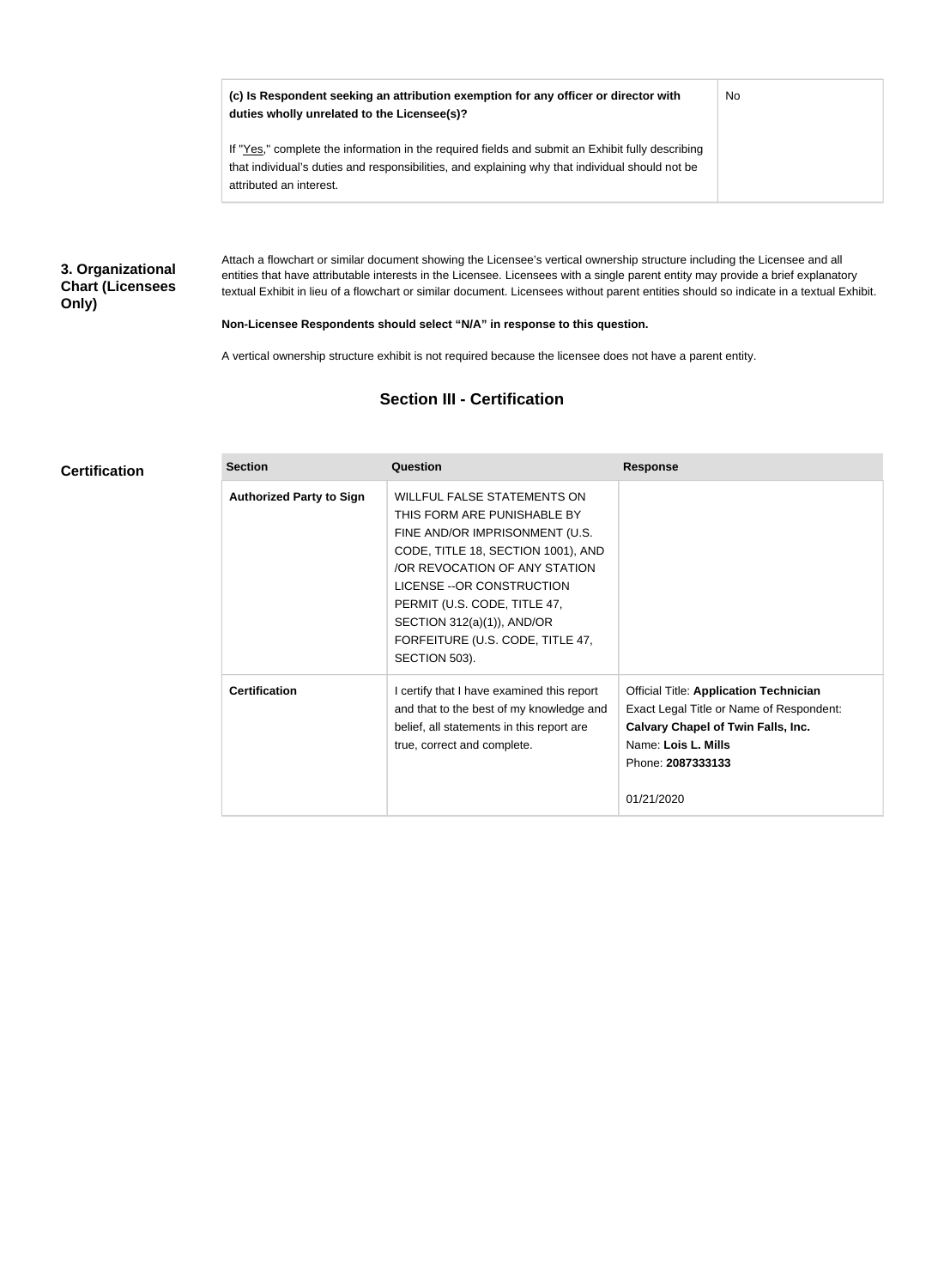| | |
|---|---|
| **(c) Is Respondent seeking an attribution exemption for any officer or director with duties wholly unrelated to the Licensee(s)?**<br><br>If "Yes," complete the information in the required fields and submit an Exhibit fully describing that individual's duties and responsibilities, and explaining why that individual should not be attributed an interest. | No |

### 3. Organizational Chart (Licensees Only)

Attach a flowchart or similar document showing the Licensee's vertical ownership structure including the Licensee and all entities that have attributable interests in the Licensee. Licensees with a single parent entity may provide a brief explanatory textual Exhibit in lieu of a flowchart or similar document. Licensees without parent entities should so indicate in a textual Exhibit.

**Non-Licensee Respondents should select "N/A" in response to this question.**

A vertical ownership structure exhibit is not required because the licensee does not have a parent entity.

## Section III - Certification

### Certification

| Section | Question | Response |
|---|---|---|
| **Authorized Party to Sign** | WILLFUL FALSE STATEMENTS ON THIS FORM ARE PUNISHABLE BY FINE AND/OR IMPRISONMENT (U.S. CODE, TITLE 18, SECTION 1001), AND /OR REVOCATION OF ANY STATION LICENSE --OR CONSTRUCTION PERMIT (U.S. CODE, TITLE 47, SECTION 312(a)(1)), AND/OR FORFEITURE (U.S. CODE, TITLE 47, SECTION 503). | |
| **Certification** | I certify that I have examined this report and that to the best of my knowledge and belief, all statements in this report are true, correct and complete. | Official Title: **Application Technician**<br>Exact Legal Title or Name of Respondent: **Calvary Chapel of Twin Falls, Inc.**<br>Name: **Lois L. Mills**<br>Phone: **2087333133**<br><br>01/21/2020 |